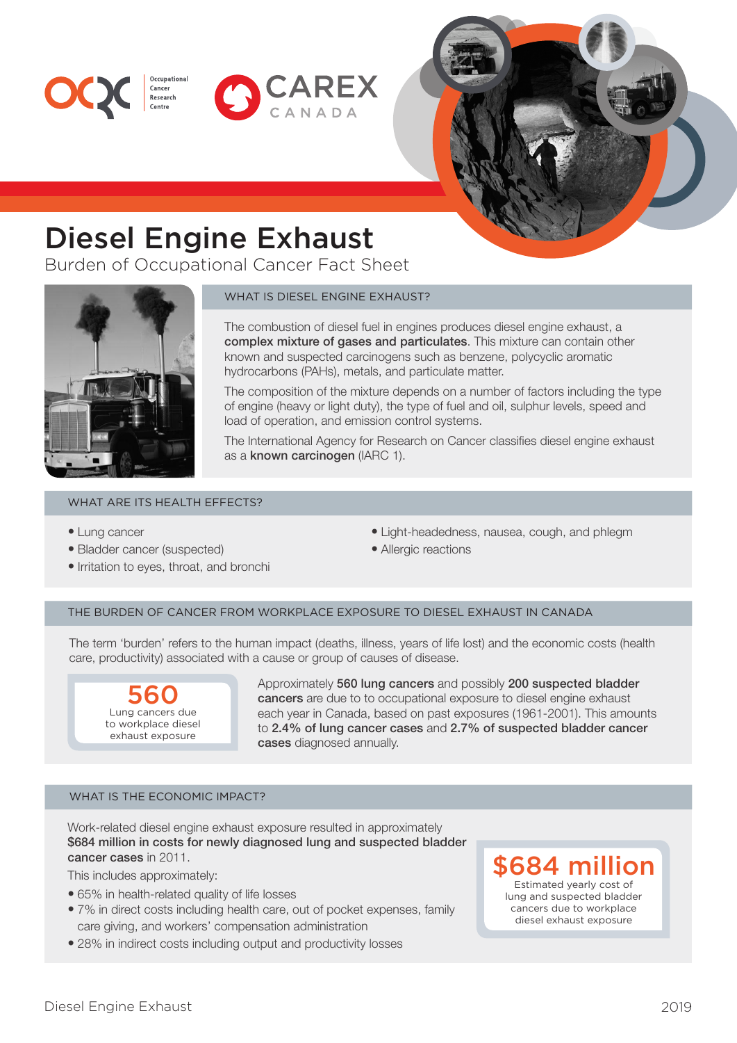Occupational Cancer Research Centre

CAREX CANADA

# Diesel Engine Exhaust

Burden of Occupational Cancer Fact Sheet

## WHAT IS DIESEL ENGINE EXHAUST?

The combustion of diesel fuel in engines produces diesel engine exhaust, a **complex mixture of gases and particulates**. This mixture can contain other known and suspected carcinogens such as benzene, polycyclic aromatic hydrocarbons (PAHs), metals, and particulate matter.

The composition of the mixture depends on a number of factors including the type of engine (heavy or light duty), the type of fuel and oil, sulphur levels, speed and load of operation, and emission control systems.

The International Agency for Research on Cancer classifies diesel engine exhaust as a **known carcinogen** (IARC 1).

## WHAT ARE ITS HEALTH EFFECTS?

- Lung cancer
- Bladder cancer (suspected)
- Irritation to eyes, throat, and bronchi
- Light-headedness, nausea, cough, and phlegm
- Allergic reactions

## THE BURDEN OF CANCER FROM WORKPLACE EXPOSURE TO DIESEL EXHAUST IN CANADA

The term 'burden' refers to the human impact (deaths, illness, years of life lost) and the economic costs (health care, productivity) associated with a cause or group of causes of disease.

**560**
Lung cancers due to workplace diesel exhaust exposure

Approximately **560 lung cancers** and possibly **200 suspected bladder cancers** are due to to occupational exposure to diesel engine exhaust each year in Canada, based on past exposures (1961-2001). This amounts to **2.4% of lung cancer cases** and **2.7% of suspected bladder cancer cases** diagnosed annually.

## WHAT IS THE ECONOMIC IMPACT?

Work-related diesel engine exhaust exposure resulted in approximately **$684 million in costs for newly diagnosed lung and suspected bladder cancer cases** in 2011.

This includes approximately:

- 65% in health-related quality of life losses
- 7% in direct costs including health care, out of pocket expenses, family care giving, and workers' compensation administration
- 28% in indirect costs including output and productivity losses

**$684 million**
Estimated yearly cost of lung and suspected bladder cancers due to workplace diesel exhaust exposure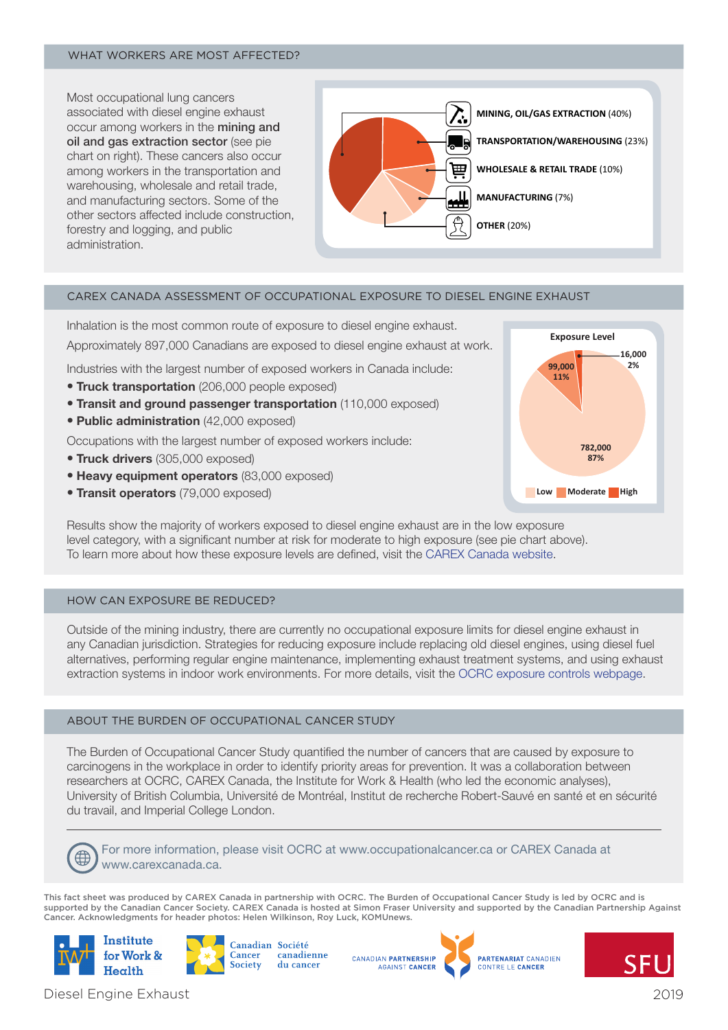## WHAT WORKERS ARE MOST AFFECTED?

Most occupational lung cancers associated with diesel engine exhaust occur among workers in the **mining and oil and gas extraction sector** (see pie chart on right). These cancers also occur among workers in the transportation and warehousing, wholesale and retail trade, and manufacturing sectors. Some of the other sectors affected include construction, forestry and logging, and public administration.

**MINING, OIL/GAS EXTRACTION** (40%)
**TRANSPORTATION/WAREHOUSING** (23%)
**WHOLESALE & RETAIL TRADE** (10%)
**MANUFACTURING** (7%)
**OTHER** (20%)

## CAREX CANADA ASSESSMENT OF OCCUPATIONAL EXPOSURE TO DIESEL ENGINE EXHAUST

Inhalation is the most common route of exposure to diesel engine exhaust.

Approximately 897,000 Canadians are exposed to diesel engine exhaust at work.

Industries with the largest number of exposed workers in Canada include:

- **Truck transportation** (206,000 people exposed)
- **Transit and ground passenger transportation** (110,000 exposed)
- **Public administration** (42,000 exposed)

Occupations with the largest number of exposed workers include:

- **Truck drivers** (305,000 exposed)
- **Heavy equipment operators** (83,000 exposed)
- **Transit operators** (79,000 exposed)

Exposure Level

16,000
2%

99,000
11%

782,000
87%

Low Moderate High

Results show the majority of workers exposed to diesel engine exhaust are in the low exposure level category, with a significant number at risk for moderate to high exposure (see pie chart above). To learn more about how these exposure levels are defined, visit the CAREX Canada website.

## HOW CAN EXPOSURE BE REDUCED?

Outside of the mining industry, there are currently no occupational exposure limits for diesel engine exhaust in any Canadian jurisdiction. Strategies for reducing exposure include replacing old diesel engines, using diesel fuel alternatives, performing regular engine maintenance, implementing exhaust treatment systems, and using exhaust extraction systems in indoor work environments. For more details, visit the OCRC exposure controls webpage.

## ABOUT THE BURDEN OF OCCUPATIONAL CANCER STUDY

The Burden of Occupational Cancer Study quantified the number of cancers that are caused by exposure to carcinogens in the workplace in order to identify priority areas for prevention. It was a collaboration between researchers at OCRC, CAREX Canada, the Institute for Work & Health (who led the economic analyses), University of British Columbia, Université de Montréal, Institut de recherche Robert-Sauvé en santé et en sécurité du travail, and Imperial College London.

For more information, please visit OCRC at www.occupationalcancer.ca or CAREX Canada at www.carexcanada.ca.

This fact sheet was produced by CAREX Canada in partnership with OCRC. The Burden of Occupational Cancer Study is led by OCRC and is supported by the Canadian Cancer Society. CAREX Canada is hosted at Simon Fraser University and supported by the Canadian Partnership Against Cancer. Acknowledgments for header photos: Helen Wilkinson, Roy Luck, KOMUnews.

Institute for Work & Health | Canadian Cancer Society / Société canadienne du cancer | Canadian Partnership Against Cancer / Partenariat canadien contre le cancer | SFU

Diesel Engine Exhaust 2019